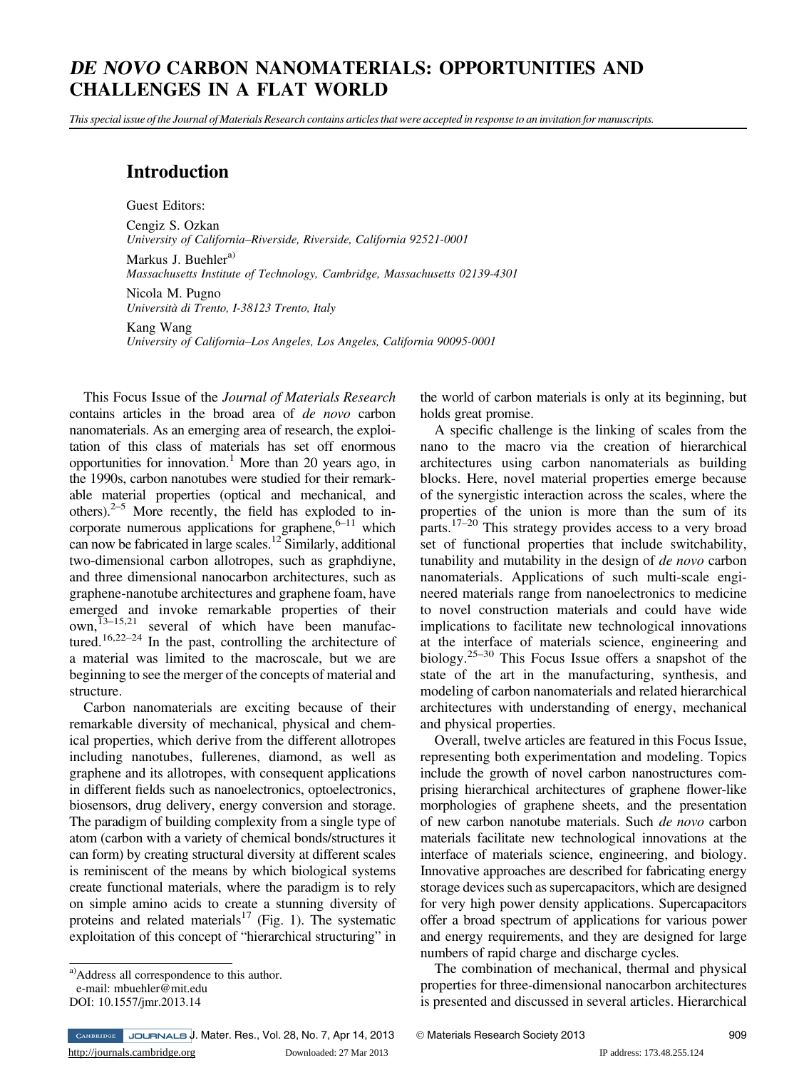# *DE NOVO* CARBON NANOMATERIALS: OPPORTUNITIES AND CHALLENGES IN A FLAT WORLD

*This special issue of the Journal of Materials Research contains articles that were accepted in response to an invitation for manuscripts.*

## Introduction

Guest Editors:

Cengiz S. Ozkan
*University of California–Riverside, Riverside, California 92521-0001*

Markus J. Buehler[a)]
*Massachusetts Institute of Technology, Cambridge, Massachusetts 02139-4301*

Nicola M. Pugno
*Università di Trento, I-38123 Trento, Italy*

Kang Wang
*University of California–Los Angeles, Los Angeles, California 90095-0001*

This Focus Issue of the *Journal of Materials Research* contains articles in the broad area of *de novo* carbon nanomaterials. As an emerging area of research, the exploitation of this class of materials has set off enormous opportunities for innovation.[1] More than 20 years ago, in the 1990s, carbon nanotubes were studied for their remarkable material properties (optical and mechanical, and others).[2–5] More recently, the field has exploded to incorporate numerous applications for graphene,[6–11] which can now be fabricated in large scales.[12] Similarly, additional two-dimensional carbon allotropes, such as graphdiyne, and three dimensional nanocarbon architectures, such as graphene-nanotube architectures and graphene foam, have emerged and invoke remarkable properties of their own,[13–15,21] several of which have been manufactured.[16,22–24] In the past, controlling the architecture of a material was limited to the macroscale, but we are beginning to see the merger of the concepts of material and structure.

Carbon nanomaterials are exciting because of their remarkable diversity of mechanical, physical and chemical properties, which derive from the different allotropes including nanotubes, fullerenes, diamond, as well as graphene and its allotropes, with consequent applications in different fields such as nanoelectronics, optoelectronics, biosensors, drug delivery, energy conversion and storage. The paradigm of building complexity from a single type of atom (carbon with a variety of chemical bonds/structures it can form) by creating structural diversity at different scales is reminiscent of the means by which biological systems create functional materials, where the paradigm is to rely on simple amino acids to create a stunning diversity of proteins and related materials[17] (Fig. 1). The systematic exploitation of this concept of "hierarchical structuring" in the world of carbon materials is only at its beginning, but holds great promise.

A specific challenge is the linking of scales from the nano to the macro via the creation of hierarchical architectures using carbon nanomaterials as building blocks. Here, novel material properties emerge because of the synergistic interaction across the scales, where the properties of the union is more than the sum of its parts.[17–20] This strategy provides access to a very broad set of functional properties that include switchability, tunability and mutability in the design of *de novo* carbon nanomaterials. Applications of such multi-scale engineered materials range from nanoelectronics to medicine to novel construction materials and could have wide implications to facilitate new technological innovations at the interface of materials science, engineering and biology.[25–30] This Focus Issue offers a snapshot of the state of the art in the manufacturing, synthesis, and modeling of carbon nanomaterials and related hierarchical architectures with understanding of energy, mechanical and physical properties.

Overall, twelve articles are featured in this Focus Issue, representing both experimentation and modeling. Topics include the growth of novel carbon nanostructures comprising hierarchical architectures of graphene flower-like morphologies of graphene sheets, and the presentation of new carbon nanotube materials. Such *de novo* carbon materials facilitate new technological innovations at the interface of materials science, engineering, and biology. Innovative approaches are described for fabricating energy storage devices such as supercapacitors, which are designed for very high power density applications. Supercapacitors offer a broad spectrum of applications for various power and energy requirements, and they are designed for large numbers of rapid charge and discharge cycles.

The combination of mechanical, thermal and physical properties for three-dimensional nanocarbon architectures is presented and discussed in several articles. Hierarchical

[a)]Address all correspondence to this author.
e-mail: mbuehler@mit.edu
DOI: 10.1557/jmr.2013.14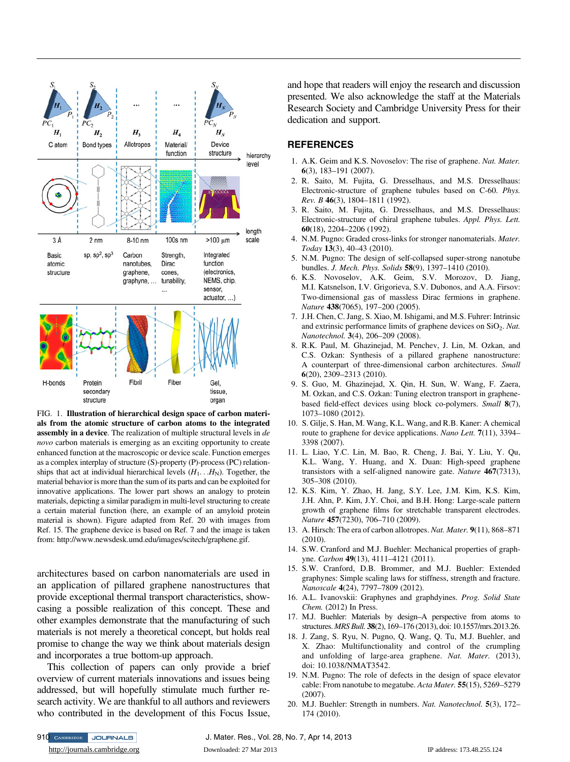FIG. 1. **Illustration of hierarchical design space of carbon materials from the atomic structure of carbon atoms to the integrated assembly in a device**. The realization of multiple structural levels in *de novo* carbon materials is emerging as an exciting opportunity to create enhanced function at the macroscopic or device scale. Function emerges as a complex interplay of structure (S)-property (P)-process (PC) relationships that act at individual hierarchical levels ($H_1 \ldots H_N$). Together, the material behavior is more than the sum of its parts and can be exploited for innovative applications. The lower part shows an analogy to protein materials, depicting a similar paradigm in multi-level structuring to create a certain material function (here, an example of an amyloid protein material is shown). Figure adapted from Ref. 20 with images from Ref. 15. The graphene device is based on Ref. 7 and the image is taken from: http://www.newsdesk.umd.edu/images/scitech/graphene.gif.

architectures based on carbon nanomaterials are used in an application of pillared graphene nanostructures that provide exceptional thermal transport characteristics, showcasing a possible realization of this concept. These and other examples demonstrate that the manufacturing of such materials is not merely a theoretical concept, but holds real promise to change the way we think about materials design and incorporates a true bottom-up approach.

This collection of papers can only provide a brief overview of current materials innovations and issues being addressed, but will hopefully stimulate much further research activity. We are thankful to all authors and reviewers who contributed in the development of this Focus Issue, and hope that readers will enjoy the research and discussion presented. We also acknowledge the staff at the Materials Research Society and Cambridge University Press for their dedication and support.

## REFERENCES

1. A.K. Geim and K.S. Novoselov: The rise of graphene. *Nat. Mater.* **6**(3), 183–191 (2007).
2. R. Saito, M. Fujita, G. Dresselhaus, and M.S. Dresselhaus: Electronic-structure of graphene tubules based on C-60. *Phys. Rev. B* **46**(3), 1804–1811 (1992).
3. R. Saito, M. Fujita, G. Dresselhaus, and M.S. Dresselhaus: Electronic-structure of chiral graphene tubules. *Appl. Phys. Lett.* **60**(18), 2204–2206 (1992).
4. N.M. Pugno: Graded cross-links for stronger nanomaterials. *Mater. Today* **13**(3), 40–43 (2010).
5. N.M. Pugno: The design of self-collapsed super-strong nanotube bundles. *J. Mech. Phys. Solids* **58**(9), 1397–1410 (2010).
6. K.S. Novoselov, A.K. Geim, S.V. Morozov, D. Jiang, M.I. Katsnelson, I.V. Grigorieva, S.V. Dubonos, and A.A. Firsov: Two-dimensional gas of massless Dirac fermions in graphene. *Nature* **438**(7065), 197–200 (2005).
7. J.H. Chen, C. Jang, S. Xiao, M. Ishigami, and M.S. Fuhrer: Intrinsic and extrinsic performance limits of graphene devices on $SiO_2$. *Nat. Nanotechnol.* **3**(4), 206–209 (2008).
8. R.K. Paul, M. Ghazinejad, M. Penchev, J. Lin, M. Ozkan, and C.S. Ozkan: Synthesis of a pillared graphene nanostructure: A counterpart of three-dimensional carbon architectures. *Small* **6**(20), 2309–2313 (2010).
9. S. Guo, M. Ghazinejad, X. Qin, H. Sun, W. Wang, F. Zaera, M. Ozkan, and C.S. Ozkan: Tuning electron transport in graphene-based field-effect devices using block co-polymers. *Small* **8**(7), 1073–1080 (2012).
10. S. Gilje, S. Han, M. Wang, K.L. Wang, and R.B. Kaner: A chemical route to graphene for device applications. *Nano Lett.* **7**(11), 3394–3398 (2007).
11. L. Liao, Y.C. Lin, M. Bao, R. Cheng, J. Bai, Y. Liu, Y. Qu, K.L. Wang, Y. Huang, and X. Duan: High-speed graphene transistors with a self-aligned nanowire gate. *Nature* **467**(7313), 305–308 (2010).
12. K.S. Kim, Y. Zhao, H. Jang, S.Y. Lee, J.M. Kim, K.S. Kim, J.H. Ahn, P. Kim, J.Y. Choi, and B.H. Hong: Large-scale pattern growth of graphene films for stretchable transparent electrodes. *Nature* **457**(7230), 706–710 (2009).
13. A. Hirsch: The era of carbon allotropes. *Nat. Mater.* **9**(11), 868–871 (2010).
14. S.W. Cranford and M.J. Buehler: Mechanical properties of graphyne. *Carbon* **49**(13), 4111–4121 (2011).
15. S.W. Cranford, D.B. Brommer, and M.J. Buehler: Extended graphynes: Simple scaling laws for stiffness, strength and fracture. *Nanoscale* **4**(24), 7797–7809 (2012).
16. A.L. Ivanovskii: Graphynes and graphdyines. *Prog. Solid State Chem.* (2012) In Press.
17. M.J. Buehler: Materials by design–A perspective from atoms to structures. *MRS Bull.* **38**(2), 169–176 (2013), doi: 10.1557/mrs.2013.26.
18. J. Zang, S. Ryu, N. Pugno, Q. Wang, Q. Tu, M.J. Buehler, and X. Zhao: Multifunctionality and control of the crumpling and unfolding of large-area graphene. *Nat. Mater.* (2013), doi: 10.1038/NMAT3542.
19. N.M. Pugno: The role of defects in the design of space elevator cable: From nanotube to megatube. *Acta Mater.* **55**(15), 5269–5279 (2007).
20. M.J. Buehler: Strength in numbers. *Nat. Nanotechnol.* **5**(3), 172–174 (2010).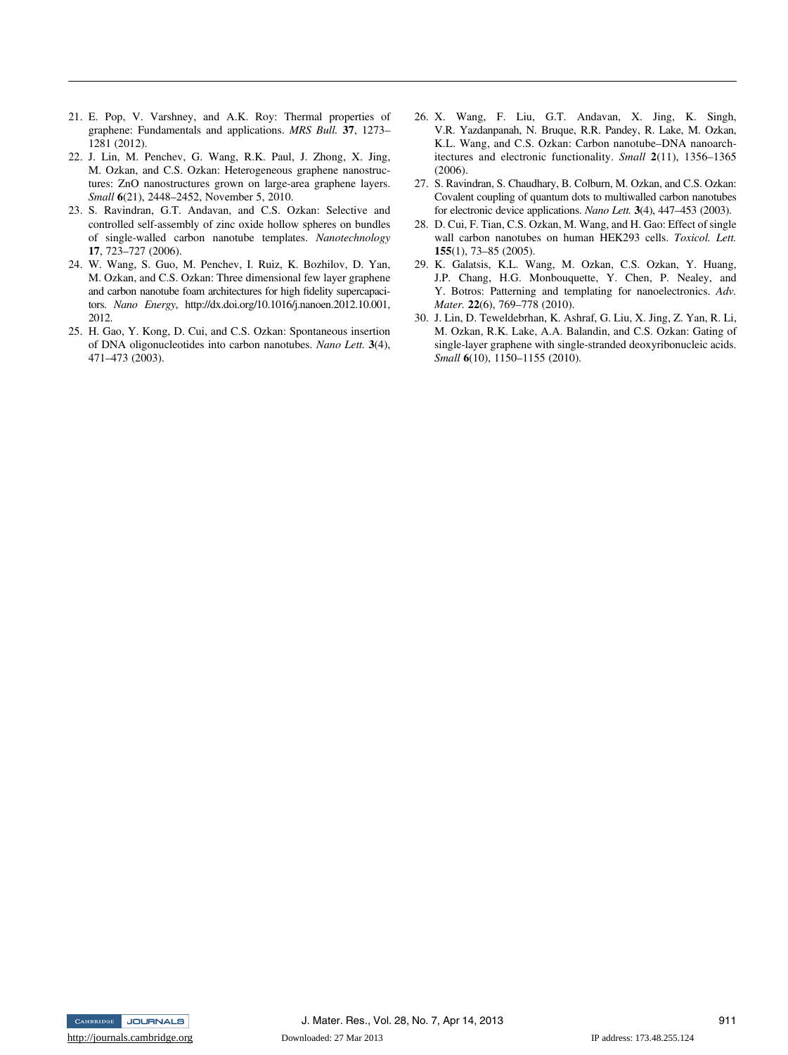21. E. Pop, V. Varshney, and A.K. Roy: Thermal properties of graphene: Fundamentals and applications. *MRS Bull.* **37**, 1273–1281 (2012).
22. J. Lin, M. Penchev, G. Wang, R.K. Paul, J. Zhong, X. Jing, M. Ozkan, and C.S. Ozkan: Heterogeneous graphene nanostructures: ZnO nanostructures grown on large-area graphene layers. *Small* **6**(21), 2448–2452, November 5, 2010.
23. S. Ravindran, G.T. Andavan, and C.S. Ozkan: Selective and controlled self-assembly of zinc oxide hollow spheres on bundles of single-walled carbon nanotube templates. *Nanotechnology* **17**, 723–727 (2006).
24. W. Wang, S. Guo, M. Penchev, I. Ruiz, K. Bozhilov, D. Yan, M. Ozkan, and C.S. Ozkan: Three dimensional few layer graphene and carbon nanotube foam architectures for high fidelity supercapacitors. *Nano Energy*, http://dx.doi.org/10.1016/j.nanoen.2012.10.001, 2012.
25. H. Gao, Y. Kong, D. Cui, and C.S. Ozkan: Spontaneous insertion of DNA oligonucleotides into carbon nanotubes. *Nano Lett.* **3**(4), 471–473 (2003).
26. X. Wang, F. Liu, G.T. Andavan, X. Jing, K. Singh, V.R. Yazdanpanah, N. Bruque, R.R. Pandey, R. Lake, M. Ozkan, K.L. Wang, and C.S. Ozkan: Carbon nanotube–DNA nanoarchitectures and electronic functionality. *Small* **2**(11), 1356–1365 (2006).
27. S. Ravindran, S. Chaudhary, B. Colburn, M. Ozkan, and C.S. Ozkan: Covalent coupling of quantum dots to multiwalled carbon nanotubes for electronic device applications. *Nano Lett.* **3**(4), 447–453 (2003).
28. D. Cui, F. Tian, C.S. Ozkan, M. Wang, and H. Gao: Effect of single wall carbon nanotubes on human HEK293 cells. *Toxicol. Lett.* **155**(1), 73–85 (2005).
29. K. Galatsis, K.L. Wang, M. Ozkan, C.S. Ozkan, Y. Huang, J.P. Chang, H.G. Monbouquette, Y. Chen, P. Nealey, and Y. Botros: Patterning and templating for nanoelectronics. *Adv. Mater.* **22**(6), 769–778 (2010).
30. J. Lin, D. Teweldebrhan, K. Ashraf, G. Liu, X. Jing, Z. Yan, R. Li, M. Ozkan, R.K. Lake, A.A. Balandin, and C.S. Ozkan: Gating of single-layer graphene with single-stranded deoxyribonucleic acids. *Small* **6**(10), 1150–1155 (2010).